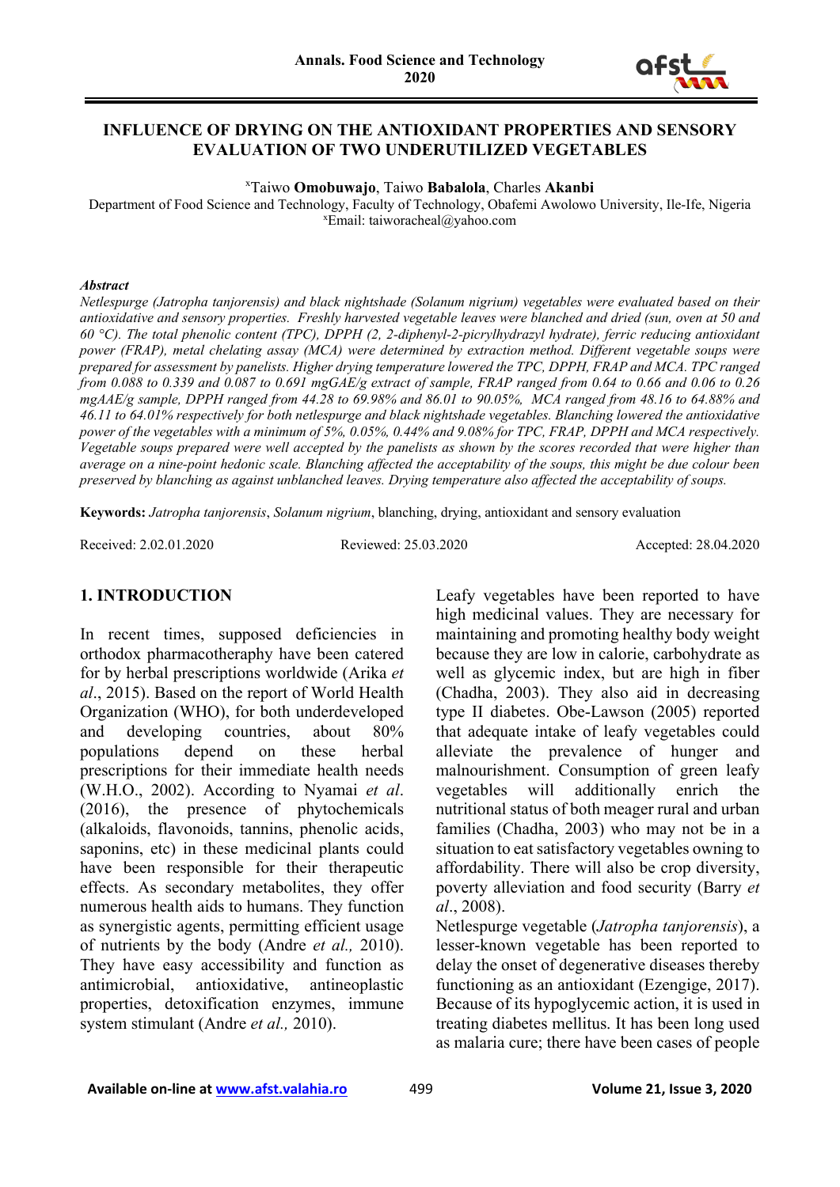# INFLUENCE OF DRYING ON THE ANTIOXIDANT PROPERTIES AND SENSORY EVALUATION OF TWO UNDERUTILIZED VEGETABLES

[x]Taiwo **Omobuwajo**, Taiwo **Babalola**, Charles **Akanbi**

Department of Food Science and Technology, Faculty of Technology, Obafemi Awolowo University, Ile-Ife, Nigeria
[x]Email: taiworacheal@yahoo.com

***Abstract***

*Netlespurge (Jatropha tanjorensis) and black nightshade (Solanum nigrium) vegetables were evaluated based on their antioxidative and sensory properties. Freshly harvested vegetable leaves were blanched and dried (sun, oven at 50 and 60 °C). The total phenolic content (TPC), DPPH (2, 2-diphenyl-2-picrylhydrazyl hydrate), ferric reducing antioxidant power (FRAP), metal chelating assay (MCA) were determined by extraction method. Different vegetable soups were prepared for assessment by panelists. Higher drying temperature lowered the TPC, DPPH, FRAP and MCA. TPC ranged from 0.088 to 0.339 and 0.087 to 0.691 mgGAE/g extract of sample, FRAP ranged from 0.64 to 0.66 and 0.06 to 0.26 mgAAE/g sample, DPPH ranged from 44.28 to 69.98% and 86.01 to 90.05%, MCA ranged from 48.16 to 64.88% and 46.11 to 64.01% respectively for both netlespurge and black nightshade vegetables. Blanching lowered the antioxidative power of the vegetables with a minimum of 5%, 0.05%, 0.44% and 9.08% for TPC, FRAP, DPPH and MCA respectively. Vegetable soups prepared were well accepted by the panelists as shown by the scores recorded that were higher than average on a nine-point hedonic scale. Blanching affected the acceptability of the soups, this might be due colour been preserved by blanching as against unblanched leaves. Drying temperature also affected the acceptability of soups.*

**Keywords:** *Jatropha tanjorensis*, *Solanum nigrium*, blanching, drying, antioxidant and sensory evaluation

Received: 2.02.01.2020 Reviewed: 25.03.2020 Accepted: 28.04.2020

## 1. INTRODUCTION

In recent times, supposed deficiencies in orthodox pharmacotheraphy have been catered for by herbal prescriptions worldwide (Arika *et al*., 2015). Based on the report of World Health Organization (WHO), for both underdeveloped and developing countries, about 80% populations depend on these herbal prescriptions for their immediate health needs (W.H.O., 2002). According to Nyamai *et al*. (2016), the presence of phytochemicals (alkaloids, flavonoids, tannins, phenolic acids, saponins, etc) in these medicinal plants could have been responsible for their therapeutic effects. As secondary metabolites, they offer numerous health aids to humans. They function as synergistic agents, permitting efficient usage of nutrients by the body (Andre *et al.,* 2010). They have easy accessibility and function as antimicrobial, antioxidative, antineoplastic properties, detoxification enzymes, immune system stimulant (Andre *et al.,* 2010).

Leafy vegetables have been reported to have high medicinal values. They are necessary for maintaining and promoting healthy body weight because they are low in calorie, carbohydrate as well as glycemic index, but are high in fiber (Chadha, 2003). They also aid in decreasing type II diabetes. Obe-Lawson (2005) reported that adequate intake of leafy vegetables could alleviate the prevalence of hunger and malnourishment. Consumption of green leafy vegetables will additionally enrich the nutritional status of both meager rural and urban families (Chadha, 2003) who may not be in a situation to eat satisfactory vegetables owning to affordability. There will also be crop diversity, poverty alleviation and food security (Barry *et al*., 2008).

Netlespurge vegetable (*Jatropha tanjorensis*), a lesser-known vegetable has been reported to delay the onset of degenerative diseases thereby functioning as an antioxidant (Ezengige, 2017). Because of its hypoglycemic action, it is used in treating diabetes mellitus. It has been long used as malaria cure; there have been cases of people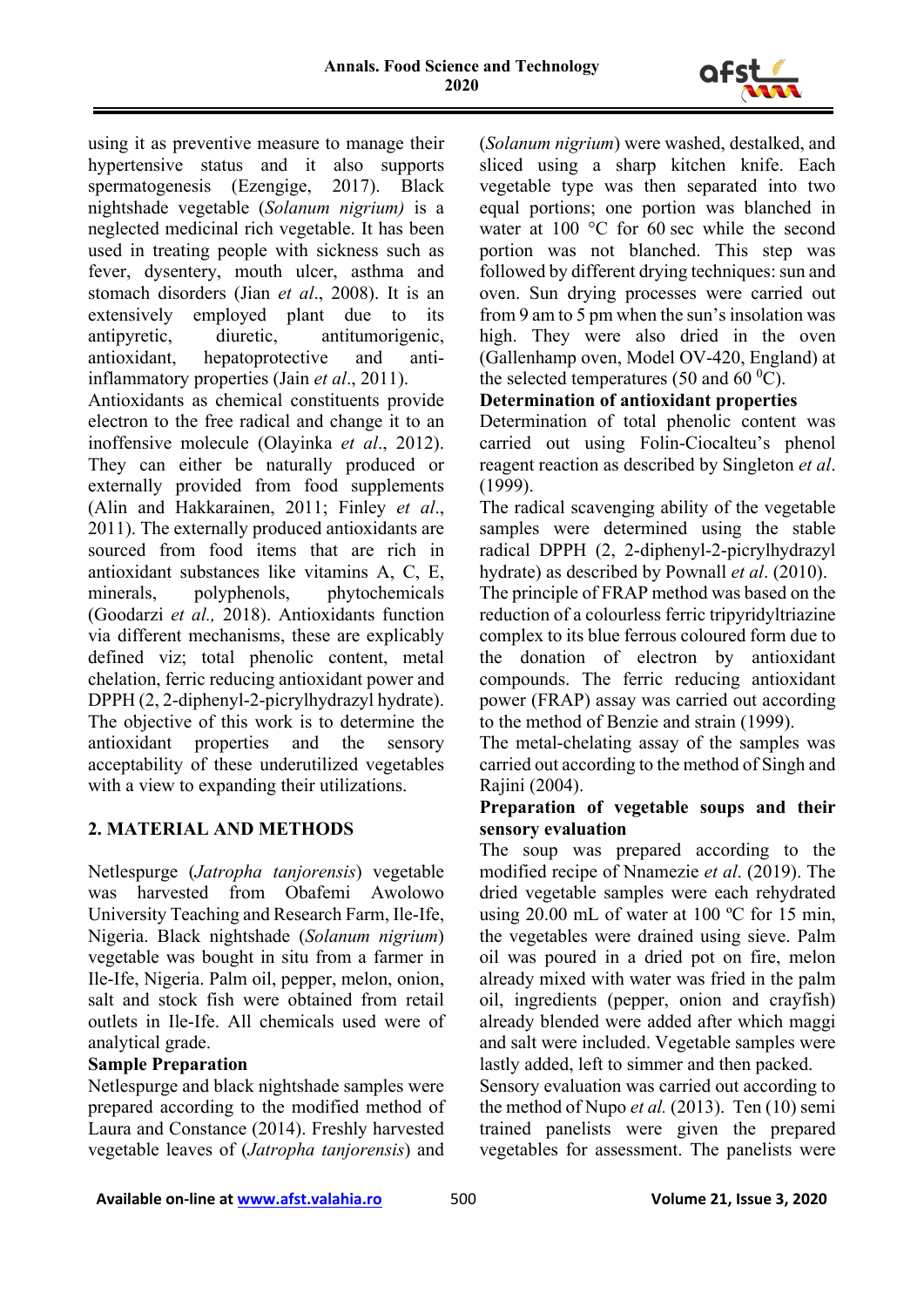using it as preventive measure to manage their hypertensive status and it also supports spermatogenesis (Ezengige, 2017). Black nightshade vegetable (*Solanum nigrium)* is a neglected medicinal rich vegetable. It has been used in treating people with sickness such as fever, dysentery, mouth ulcer, asthma and stomach disorders (Jian *et al*., 2008). It is an extensively employed plant due to its antipyretic, diuretic, antitumorigenic, antioxidant, hepatoprotective and anti-inflammatory properties (Jain *et al*., 2011).

Antioxidants as chemical constituents provide electron to the free radical and change it to an inoffensive molecule (Olayinka *et al*., 2012). They can either be naturally produced or externally provided from food supplements (Alin and Hakkarainen, 2011; Finley *et al*., 2011). The externally produced antioxidants are sourced from food items that are rich in antioxidant substances like vitamins A, C, E, minerals, polyphenols, phytochemicals (Goodarzi *et al.,* 2018). Antioxidants function via different mechanisms, these are explicably defined viz; total phenolic content, metal chelation, ferric reducing antioxidant power and DPPH (2, 2-diphenyl-2-picrylhydrazyl hydrate). The objective of this work is to determine the antioxidant properties and the sensory acceptability of these underutilized vegetables with a view to expanding their utilizations.

## 2. MATERIAL AND METHODS

Netlespurge (*Jatropha tanjorensis*) vegetable was harvested from Obafemi Awolowo University Teaching and Research Farm, Ile-Ife, Nigeria. Black nightshade (*Solanum nigrium*) vegetable was bought in situ from a farmer in Ile-Ife, Nigeria. Palm oil, pepper, melon, onion, salt and stock fish were obtained from retail outlets in Ile-Ife. All chemicals used were of analytical grade.

**Sample Preparation**

Netlespurge and black nightshade samples were prepared according to the modified method of Laura and Constance (2014). Freshly harvested vegetable leaves of (*Jatropha tanjorensis*) and (*Solanum nigrium*) were washed, destalked, and sliced using a sharp kitchen knife. Each vegetable type was then separated into two equal portions; one portion was blanched in water at 100 °C for 60 sec while the second portion was not blanched. This step was followed by different drying techniques: sun and oven. Sun drying processes were carried out from 9 am to 5 pm when the sun's insolation was high. They were also dried in the oven (Gallenhamp oven, Model OV-420, England) at the selected temperatures (50 and 60 $^{0}$C).

**Determination of antioxidant properties**

Determination of total phenolic content was carried out using Folin-Ciocalteu's phenol reagent reaction as described by Singleton *et al*. (1999).

The radical scavenging ability of the vegetable samples were determined using the stable radical DPPH (2, 2-diphenyl-2-picrylhydrazyl hydrate) as described by Pownall *et al*. (2010).

The principle of FRAP method was based on the reduction of a colourless ferric tripyridyltriazine complex to its blue ferrous coloured form due to the donation of electron by antioxidant compounds. The ferric reducing antioxidant power (FRAP) assay was carried out according to the method of Benzie and strain (1999).

The metal-chelating assay of the samples was carried out according to the method of Singh and Rajini (2004).

**Preparation of vegetable soups and their sensory evaluation**

The soup was prepared according to the modified recipe of Nnamezie *et al*. (2019). The dried vegetable samples were each rehydrated using 20.00 mL of water at 100 ºC for 15 min, the vegetables were drained using sieve. Palm oil was poured in a dried pot on fire, melon already mixed with water was fried in the palm oil, ingredients (pepper, onion and crayfish) already blended were added after which maggi and salt were included. Vegetable samples were lastly added, left to simmer and then packed.

Sensory evaluation was carried out according to the method of Nupo *et al.* (2013). Ten (10) semi trained panelists were given the prepared vegetables for assessment. The panelists were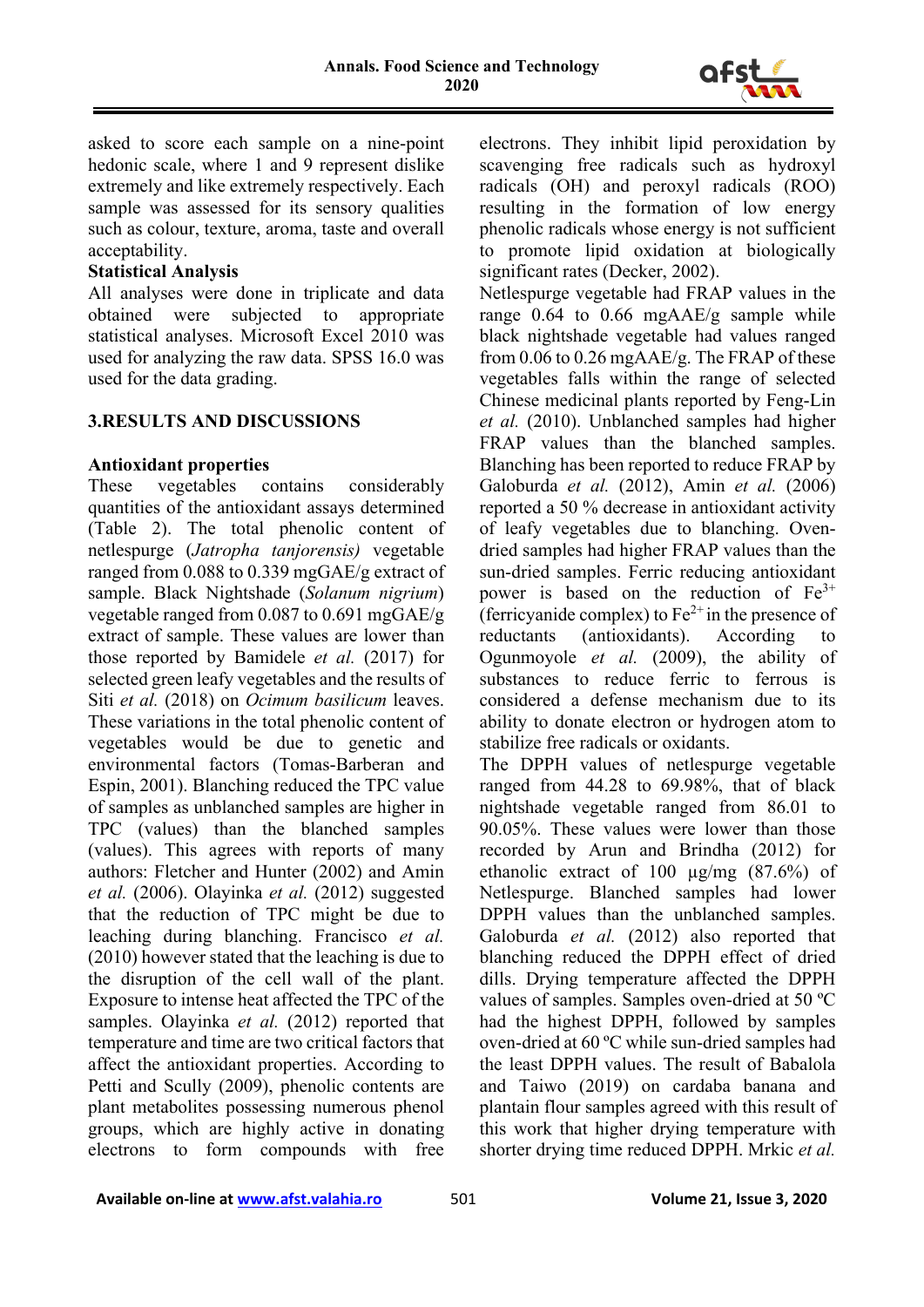asked to score each sample on a nine-point hedonic scale, where 1 and 9 represent dislike extremely and like extremely respectively. Each sample was assessed for its sensory qualities such as colour, texture, aroma, taste and overall acceptability.

**Statistical Analysis**

All analyses were done in triplicate and data obtained were subjected to appropriate statistical analyses. Microsoft Excel 2010 was used for analyzing the raw data. SPSS 16.0 was used for the data grading.

## 3.RESULTS AND DISCUSSIONS

**Antioxidant properties**

These vegetables contains considerably quantities of the antioxidant assays determined (Table 2). The total phenolic content of netlespurge (*Jatropha tanjorensis)* vegetable ranged from 0.088 to 0.339 mgGAE/g extract of sample. Black Nightshade (*Solanum nigrium*) vegetable ranged from 0.087 to 0.691 mgGAE/g extract of sample. These values are lower than those reported by Bamidele *et al.* (2017) for selected green leafy vegetables and the results of Siti *et al.* (2018) on *Ocimum basilicum* leaves. These variations in the total phenolic content of vegetables would be due to genetic and environmental factors (Tomas-Barberan and Espin, 2001). Blanching reduced the TPC value of samples as unblanched samples are higher in TPC (values) than the blanched samples (values). This agrees with reports of many authors: Fletcher and Hunter (2002) and Amin *et al.* (2006). Olayinka *et al.* (2012) suggested that the reduction of TPC might be due to leaching during blanching. Francisco *et al.* (2010) however stated that the leaching is due to the disruption of the cell wall of the plant. Exposure to intense heat affected the TPC of the samples. Olayinka *et al.* (2012) reported that temperature and time are two critical factors that affect the antioxidant properties. According to Petti and Scully (2009), phenolic contents are plant metabolites possessing numerous phenol groups, which are highly active in donating electrons to form compounds with free electrons. They inhibit lipid peroxidation by scavenging free radicals such as hydroxyl radicals (OH) and peroxyl radicals (ROO) resulting in the formation of low energy phenolic radicals whose energy is not sufficient to promote lipid oxidation at biologically significant rates (Decker, 2002).

Netlespurge vegetable had FRAP values in the range 0.64 to 0.66 mgAAE/g sample while black nightshade vegetable had values ranged from 0.06 to 0.26 mgAAE/g. The FRAP of these vegetables falls within the range of selected Chinese medicinal plants reported by Feng-Lin *et al.* (2010). Unblanched samples had higher FRAP values than the blanched samples. Blanching has been reported to reduce FRAP by Galoburda *et al.* (2012), Amin *et al.* (2006) reported a 50 % decrease in antioxidant activity of leafy vegetables due to blanching. Oven-dried samples had higher FRAP values than the sun-dried samples. Ferric reducing antioxidant power is based on the reduction of $Fe^{3+}$ (ferricyanide complex) to $Fe^{2+}$ in the presence of reductants (antioxidants). According to Ogunmoyole *et al.* (2009), the ability of substances to reduce ferric to ferrous is considered a defense mechanism due to its ability to donate electron or hydrogen atom to stabilize free radicals or oxidants.

The DPPH values of netlespurge vegetable ranged from 44.28 to 69.98%, that of black nightshade vegetable ranged from 86.01 to 90.05%. These values were lower than those recorded by Arun and Brindha (2012) for ethanolic extract of 100 µg/mg (87.6%) of Netlespurge. Blanched samples had lower DPPH values than the unblanched samples. Galoburda *et al.* (2012) also reported that blanching reduced the DPPH effect of dried dills. Drying temperature affected the DPPH values of samples. Samples oven-dried at 50 ºC had the highest DPPH, followed by samples oven-dried at 60 ºC while sun-dried samples had the least DPPH values. The result of Babalola and Taiwo (2019) on cardaba banana and plantain flour samples agreed with this result of this work that higher drying temperature with shorter drying time reduced DPPH. Mrkic *et al.*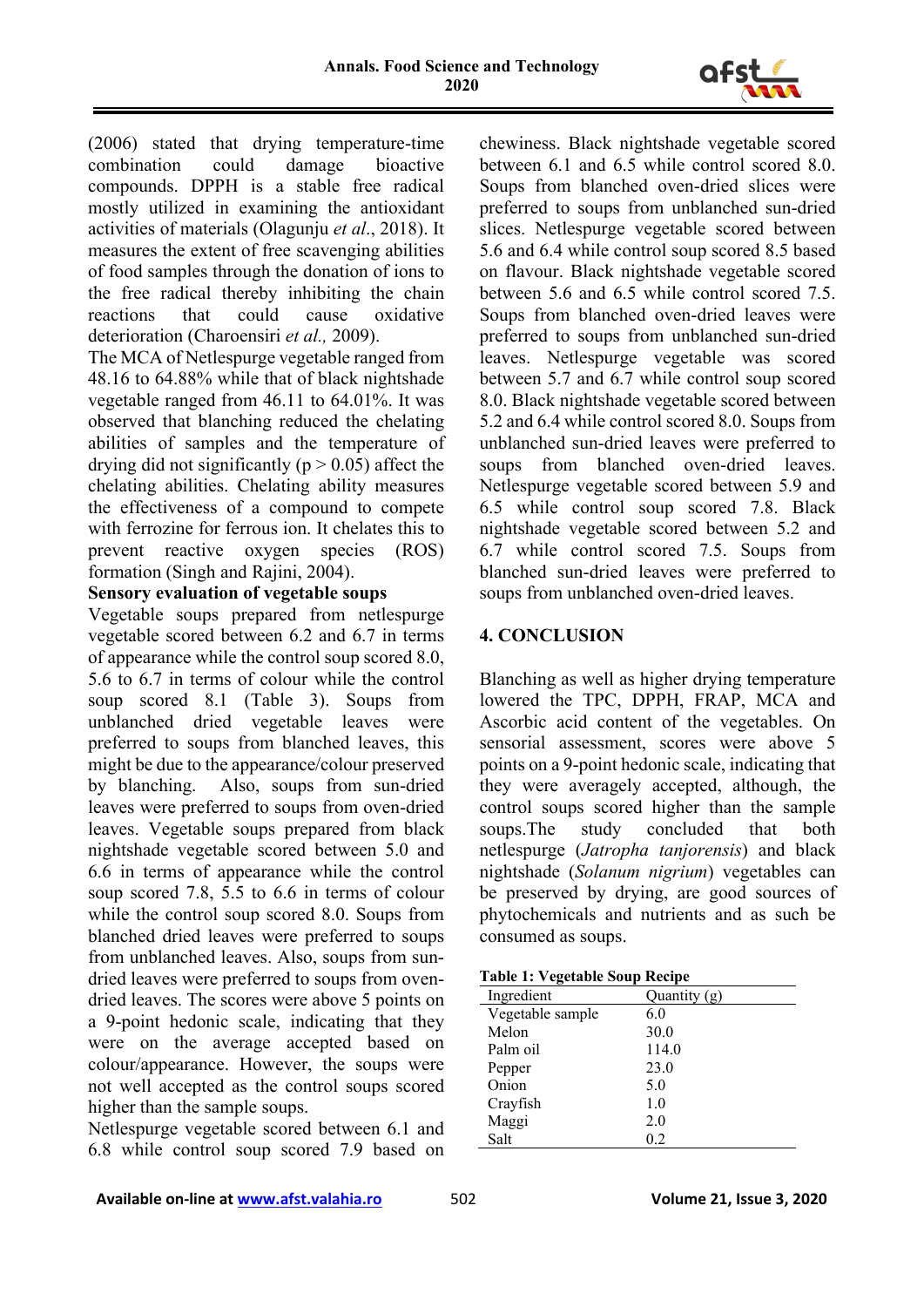(2006) stated that drying temperature-time combination could damage bioactive compounds. DPPH is a stable free radical mostly utilized in examining the antioxidant activities of materials (Olagunju *et al*., 2018). It measures the extent of free scavenging abilities of food samples through the donation of ions to the free radical thereby inhibiting the chain reactions that could cause oxidative deterioration (Charoensiri *et al.,* 2009).

The MCA of Netlespurge vegetable ranged from 48.16 to 64.88% while that of black nightshade vegetable ranged from 46.11 to 64.01%. It was observed that blanching reduced the chelating abilities of samples and the temperature of drying did not significantly ($p > 0.05$) affect the chelating abilities. Chelating ability measures the effectiveness of a compound to compete with ferrozine for ferrous ion. It chelates this to prevent reactive oxygen species (ROS) formation (Singh and Rajini, 2004).

**Sensory evaluation of vegetable soups**

Vegetable soups prepared from netlespurge vegetable scored between 6.2 and 6.7 in terms of appearance while the control soup scored 8.0, 5.6 to 6.7 in terms of colour while the control soup scored 8.1 (Table 3). Soups from unblanched dried vegetable leaves were preferred to soups from blanched leaves, this might be due to the appearance/colour preserved by blanching. Also, soups from sun-dried leaves were preferred to soups from oven-dried leaves. Vegetable soups prepared from black nightshade vegetable scored between 5.0 and 6.6 in terms of appearance while the control soup scored 7.8, 5.5 to 6.6 in terms of colour while the control soup scored 8.0. Soups from blanched dried leaves were preferred to soups from unblanched leaves. Also, soups from sun-dried leaves were preferred to soups from oven-dried leaves. The scores were above 5 points on a 9-point hedonic scale, indicating that they were on the average accepted based on colour/appearance. However, the soups were not well accepted as the control soups scored higher than the sample soups.

Netlespurge vegetable scored between 6.1 and 6.8 while control soup scored 7.9 based on chewiness. Black nightshade vegetable scored between 6.1 and 6.5 while control scored 8.0. Soups from blanched oven-dried slices were preferred to soups from unblanched sun-dried slices. Netlespurge vegetable scored between 5.6 and 6.4 while control soup scored 8.5 based on flavour. Black nightshade vegetable scored between 5.6 and 6.5 while control scored 7.5. Soups from blanched oven-dried leaves were preferred to soups from unblanched sun-dried leaves. Netlespurge vegetable was scored between 5.7 and 6.7 while control soup scored 8.0. Black nightshade vegetable scored between 5.2 and 6.4 while control scored 8.0. Soups from unblanched sun-dried leaves were preferred to soups from blanched oven-dried leaves. Netlespurge vegetable scored between 5.9 and 6.5 while control soup scored 7.8. Black nightshade vegetable scored between 5.2 and 6.7 while control scored 7.5. Soups from blanched sun-dried leaves were preferred to soups from unblanched oven-dried leaves.

## 4. CONCLUSION

Blanching as well as higher drying temperature lowered the TPC, DPPH, FRAP, MCA and Ascorbic acid content of the vegetables. On sensorial assessment, scores were above 5 points on a 9-point hedonic scale, indicating that they were averagely accepted, although, the control soups scored higher than the sample soups.The study concluded that both netlespurge (*Jatropha tanjorensis*) and black nightshade (*Solanum nigrium*) vegetables can be preserved by drying, are good sources of phytochemicals and nutrients and as such be consumed as soups.

**Table 1: Vegetable Soup Recipe**

| Ingredient | Quantity (g) |
|---|---|
| Vegetable sample | 6.0 |
| Melon | 30.0 |
| Palm oil | 114.0 |
| Pepper | 23.0 |
| Onion | 5.0 |
| Crayfish | 1.0 |
| Maggi | 2.0 |
| Salt | 0.2 |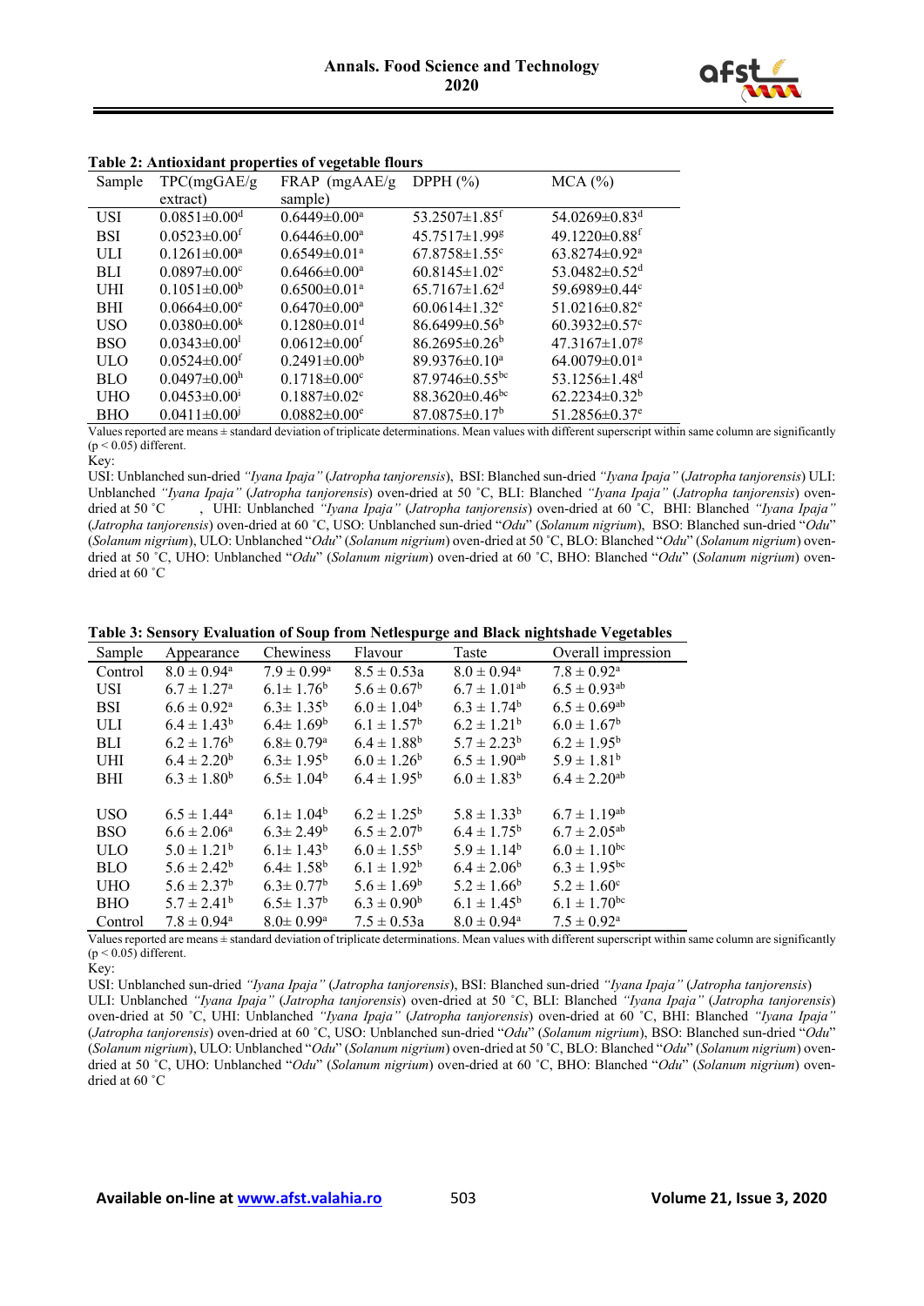**Table 2: Antioxidant properties of vegetable flours**

| Sample | TPC(mgGAE/g extract) | FRAP (mgAAE/g sample) | DPPH (%) | MCA (%) |
|---|---|---|---|---|
| USI | $0.0851\pm0.00^{d}$ | $0.6449\pm0.00^{a}$ | $53.2507\pm1.85^{f}$ | $54.0269\pm0.83^{d}$ |
| BSI | $0.0523\pm0.00^{f}$ | $0.6446\pm0.00^{a}$ | $45.7517\pm1.99^{g}$ | $49.1220\pm0.88^{f}$ |
| ULI | $0.1261\pm0.00^{a}$ | $0.6549\pm0.01^{a}$ | $67.8758\pm1.55^{c}$ | $63.8274\pm0.92^{a}$ |
| BLI | $0.0897\pm0.00^{c}$ | $0.6466\pm0.00^{a}$ | $60.8145\pm1.02^{e}$ | $53.0482\pm0.52^{d}$ |
| UHI | $0.1051\pm0.00^{b}$ | $0.6500\pm0.01^{a}$ | $65.7167\pm1.62^{d}$ | $59.6989\pm0.44^{c}$ |
| BHI | $0.0664\pm0.00^{e}$ | $0.6470\pm0.00^{a}$ | $60.0614\pm1.32^{e}$ | $51.0216\pm0.82^{e}$ |
| USO | $0.0380\pm0.00^{k}$ | $0.1280\pm0.01^{d}$ | $86.6499\pm0.56^{b}$ | $60.3932\pm0.57^{c}$ |
| BSO | $0.0343\pm0.00^{l}$ | $0.0612\pm0.00^{f}$ | $86.2695\pm0.26^{b}$ | $47.3167\pm1.07^{g}$ |
| ULO | $0.0524\pm0.00^{f}$ | $0.2491\pm0.00^{b}$ | $89.9376\pm0.10^{a}$ | $64.0079\pm0.01^{a}$ |
| BLO | $0.0497\pm0.00^{h}$ | $0.1718\pm0.00^{c}$ | $87.9746\pm0.55^{bc}$ | $53.1256\pm1.48^{d}$ |
| UHO | $0.0453\pm0.00^{i}$ | $0.1887\pm0.02^{c}$ | $88.3620\pm0.46^{bc}$ | $62.2234\pm0.32^{b}$ |
| BHO | $0.0411\pm0.00^{j}$ | $0.0882\pm0.00^{e}$ | $87.0875\pm0.17^{b}$ | $51.2856\pm0.37^{e}$ |

Values reported are means ± standard deviation of triplicate determinations. Mean values with different superscript within same column are significantly ($p < 0.05$) different.

Key:

USI: Unblanched sun-dried *"Iyana Ipaja"* (*Jatropha tanjorensis*), BSI: Blanched sun-dried *"Iyana Ipaja"* (*Jatropha tanjorensis*) ULI: Unblanched *"Iyana Ipaja"* (*Jatropha tanjorensis*) oven-dried at 50 ˚C, BLI: Blanched *"Iyana Ipaja"* (*Jatropha tanjorensis*) oven-dried at 50 ˚C , UHI: Unblanched *"Iyana Ipaja"* (*Jatropha tanjorensis*) oven-dried at 60 ˚C, BHI: Blanched *"Iyana Ipaja"* (*Jatropha tanjorensis*) oven-dried at 60 ˚C, USO: Unblanched sun-dried "*Odu*" (*Solanum nigrium*), BSO: Blanched sun-dried "*Odu*" (*Solanum nigrium*), ULO: Unblanched "*Odu*" (*Solanum nigrium*) oven-dried at 50 ˚C, BLO: Blanched "*Odu*" (*Solanum nigrium*) oven-dried at 50 ˚C, UHO: Unblanched "*Odu*" (*Solanum nigrium*) oven-dried at 60 ˚C, BHO: Blanched "*Odu*" (*Solanum nigrium*) oven-dried at 60 ˚C

**Table 3: Sensory Evaluation of Soup from Netlespurge and Black nightshade Vegetables**

| Sample | Appearance | Chewiness | Flavour | Taste | Overall impression |
|---|---|---|---|---|---|
| Control | $8.0 \pm 0.94^{a}$ | $7.9 \pm 0.99^{a}$ | $8.5 \pm 0.53$a | $8.0 \pm 0.94^{a}$ | $7.8 \pm 0.92^{a}$ |
| USI | $6.7 \pm 1.27^{a}$ | $6.1\pm 1.76^{b}$ | $5.6 \pm 0.67^{b}$ | $6.7 \pm 1.01^{ab}$ | $6.5 \pm 0.93^{ab}$ |
| BSI | $6.6 \pm 0.92^{a}$ | $6.3\pm 1.35^{b}$ | $6.0 \pm 1.04^{b}$ | $6.3 \pm 1.74^{b}$ | $6.5 \pm 0.69^{ab}$ |
| ULI | $6.4 \pm 1.43^{b}$ | $6.4\pm 1.69^{b}$ | $6.1 \pm 1.57^{b}$ | $6.2 \pm 1.21^{b}$ | $6.0 \pm 1.67^{b}$ |
| BLI | $6.2 \pm 1.76^{b}$ | $6.8\pm 0.79^{a}$ | $6.4 \pm 1.88^{b}$ | $5.7 \pm 2.23^{b}$ | $6.2 \pm 1.95^{b}$ |
| UHI | $6.4 \pm 2.20^{b}$ | $6.3\pm 1.95^{b}$ | $6.0 \pm 1.26^{b}$ | $6.5 \pm 1.90^{ab}$ | $5.9 \pm 1.81^{b}$ |
| BHI | $6.3 \pm 1.80^{b}$ | $6.5\pm 1.04^{b}$ | $6.4 \pm 1.95^{b}$ | $6.0 \pm 1.83^{b}$ | $6.4 \pm 2.20^{ab}$ |
| USO | $6.5 \pm 1.44^{a}$ | $6.1\pm 1.04^{b}$ | $6.2 \pm 1.25^{b}$ | $5.8 \pm 1.33^{b}$ | $6.7 \pm 1.19^{ab}$ |
| BSO | $6.6 \pm 2.06^{a}$ | $6.3\pm 2.49^{b}$ | $6.5 \pm 2.07^{b}$ | $6.4 \pm 1.75^{b}$ | $6.7 \pm 2.05^{ab}$ |
| ULO | $5.0 \pm 1.21^{b}$ | $6.1\pm 1.43^{b}$ | $6.0 \pm 1.55^{b}$ | $5.9 \pm 1.14^{b}$ | $6.0 \pm 1.10^{bc}$ |
| BLO | $5.6 \pm 2.42^{b}$ | $6.4\pm 1.58^{b}$ | $6.1 \pm 1.92^{b}$ | $6.4 \pm 2.06^{b}$ | $6.3 \pm 1.95^{bc}$ |
| UHO | $5.6 \pm 2.37^{b}$ | $6.3\pm 0.77^{b}$ | $5.6 \pm 1.69^{b}$ | $5.2 \pm 1.66^{b}$ | $5.2 \pm 1.60^{c}$ |
| BHO | $5.7 \pm 2.41^{b}$ | $6.5\pm 1.37^{b}$ | $6.3 \pm 0.90^{b}$ | $6.1 \pm 1.45^{b}$ | $6.1 \pm 1.70^{bc}$ |
| Control | $7.8 \pm 0.94^{a}$ | $8.0\pm 0.99^{a}$ | $7.5 \pm 0.53$a | $8.0 \pm 0.94^{a}$ | $7.5 \pm 0.92^{a}$ |

Values reported are means ± standard deviation of triplicate determinations. Mean values with different superscript within same column are significantly ($p < 0.05$) different.

Key:

USI: Unblanched sun-dried *"Iyana Ipaja"* (*Jatropha tanjorensis*), BSI: Blanched sun-dried *"Iyana Ipaja"* (*Jatropha tanjorensis*)
ULI: Unblanched *"Iyana Ipaja"* (*Jatropha tanjorensis*) oven-dried at 50 ˚C, BLI: Blanched *"Iyana Ipaja"* (*Jatropha tanjorensis*) oven-dried at 50 ˚C, UHI: Unblanched *"Iyana Ipaja"* (*Jatropha tanjorensis*) oven-dried at 60 ˚C, BHI: Blanched *"Iyana Ipaja"* (*Jatropha tanjorensis*) oven-dried at 60 ˚C, USO: Unblanched sun-dried "*Odu*" (*Solanum nigrium*), BSO: Blanched sun-dried "*Odu*" (*Solanum nigrium*), ULO: Unblanched "*Odu*" (*Solanum nigrium*) oven-dried at 50 ˚C, BLO: Blanched "*Odu*" (*Solanum nigrium*) oven-dried at 50 ˚C, UHO: Unblanched "*Odu*" (*Solanum nigrium*) oven-dried at 60 ˚C, BHO: Blanched "*Odu*" (*Solanum nigrium*) oven-dried at 60 ˚C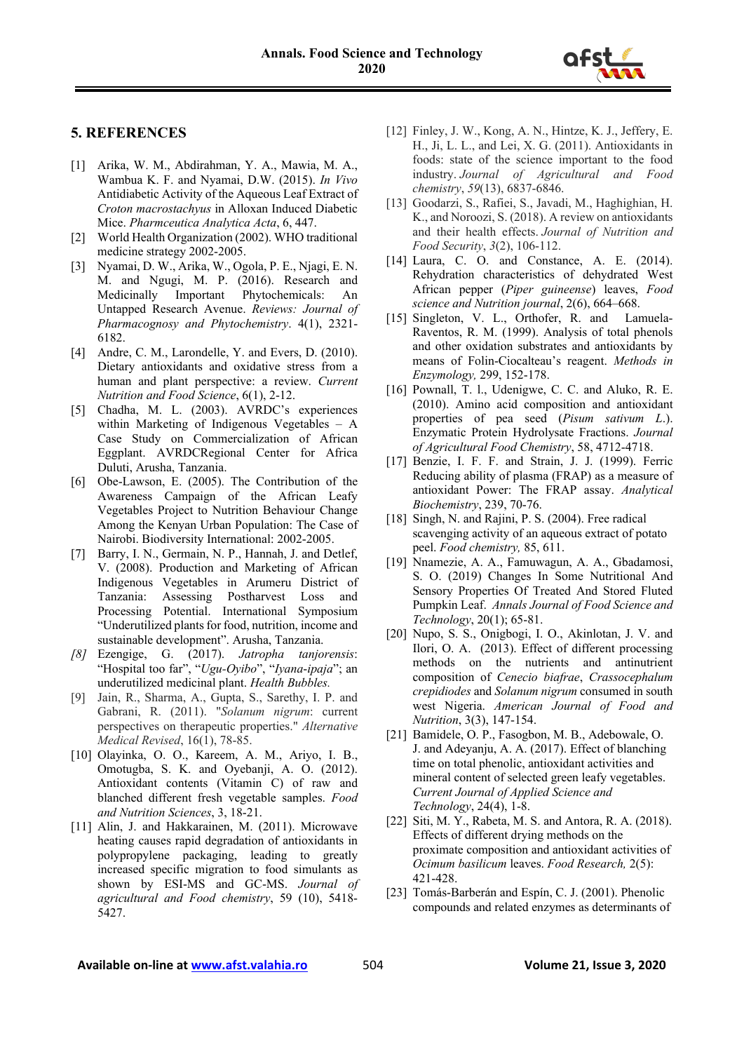## 5. REFERENCES

[1] Arika, W. M., Abdirahman, Y. A., Mawia, M. A., Wambua K. F. and Nyamai, D.W. (2015). *In Vivo* Antidiabetic Activity of the Aqueous Leaf Extract of *Croton macrostachyus* in Alloxan Induced Diabetic Mice. *Pharmceutica Analytica Acta*, 6, 447.

[2] World Health Organization (2002). WHO traditional medicine strategy 2002-2005.

[3] Nyamai, D. W., Arika, W., Ogola, P. E., Njagi, E. N. M. and Ngugi, M. P. (2016). Research and Medicinally Important Phytochemicals: An Untapped Research Avenue. *Reviews: Journal of Pharmacognosy and Phytochemistry*. 4(1), 2321-6182.

[4] Andre, C. M., Larondelle, Y. and Evers, D. (2010). Dietary antioxidants and oxidative stress from a human and plant perspective: a review. *Current Nutrition and Food Science*, 6(1), 2-12.

[5] Chadha, M. L. (2003). AVRDC's experiences within Marketing of Indigenous Vegetables – A Case Study on Commercialization of African Eggplant. AVRDCRegional Center for Africa Duluti, Arusha, Tanzania.

[6] Obe-Lawson, E. (2005). The Contribution of the Awareness Campaign of the African Leafy Vegetables Project to Nutrition Behaviour Change Among the Kenyan Urban Population: The Case of Nairobi. Biodiversity International: 2002-2005.

[7] Barry, I. N., Germain, N. P., Hannah, J. and Detlef, V. (2008). Production and Marketing of African Indigenous Vegetables in Arumeru District of Tanzania: Assessing Postharvest Loss and Processing Potential. International Symposium "Underutilized plants for food, nutrition, income and sustainable development". Arusha, Tanzania.

*[8]* Ezengige, G. (2017). *Jatropha tanjorensis*: "Hospital too far", "*Ugu-Oyibo*", "*Iyana-ipaja*"; an underutilized medicinal plant. *Health Bubbles.*

[9] Jain, R., Sharma, A., Gupta, S., Sarethy, I. P. and Gabrani, R. (2011). "*Solanum nigrum*: current perspectives on therapeutic properties." *Alternative Medical Revised*, 16(1), 78-85.

[10] Olayinka, O. O., Kareem, A. M., Ariyo, I. B., Omotugba, S. K. and Oyebanji, A. O. (2012). Antioxidant contents (Vitamin C) of raw and blanched different fresh vegetable samples. *Food and Nutrition Sciences*, 3, 18-21.

[11] Alin, J. and Hakkarainen, M. (2011). Microwave heating causes rapid degradation of antioxidants in polypropylene packaging, leading to greatly increased specific migration to food simulants as shown by ESI-MS and GC-MS. *Journal of agricultural and Food chemistry*, 59 (10), 5418-5427.

[12] Finley, J. W., Kong, A. N., Hintze, K. J., Jeffery, E. H., Ji, L. L., and Lei, X. G. (2011). Antioxidants in foods: state of the science important to the food industry. *Journal of Agricultural and Food chemistry*, *59*(13), 6837-6846.

[13] Goodarzi, S., Rafiei, S., Javadi, M., Haghighian, H. K., and Noroozi, S. (2018). A review on antioxidants and their health effects. *Journal of Nutrition and Food Security*, *3*(2), 106-112.

[14] Laura, C. O. and Constance, A. E. (2014). Rehydration characteristics of dehydrated West African pepper (*Piper guineense*) leaves, *Food science and Nutrition journal*, 2(6), 664–668.

[15] Singleton, V. L., Orthofer, R. and Lamuela-Raventos, R. M. (1999). Analysis of total phenols and other oxidation substrates and antioxidants by means of Folin-Ciocalteau's reagent. *Methods in Enzymology,* 299, 152-178.

[16] Pownall, T. l., Udenigwe, C. C. and Aluko, R. E. (2010). Amino acid composition and antioxidant properties of pea seed (*Pisum sativum L.*). Enzymatic Protein Hydrolysate Fractions. *Journal of Agricultural Food Chemistry*, 58, 4712-4718.

[17] Benzie, I. F. F. and Strain, J. J. (1999). Ferric Reducing ability of plasma (FRAP) as a measure of antioxidant Power: The FRAP assay. *Analytical Biochemistry*, 239, 70-76.

[18] Singh, N. and Rajini, P. S. (2004). Free radical scavenging activity of an aqueous extract of potato peel. *Food chemistry,* 85, 611.

[19] Nnamezie, A. A., Famuwagun, A. A., Gbadamosi, S. O. (2019) Changes In Some Nutritional And Sensory Properties Of Treated And Stored Fluted Pumpkin Leaf. *Annals Journal of Food Science and Technology*, 20(1); 65-81.

[20] Nupo, S. S., Onigbogi, I. O., Akinlotan, J. V. and Ilori, O. A. (2013). Effect of different processing methods on the nutrients and antinutrient composition of *Cenecio biafrae*, *Crassocephalum crepidiodes* and *Solanum nigrum* consumed in south west Nigeria. *American Journal of Food and Nutrition*, 3(3), 147-154.

[21] Bamidele, O. P., Fasogbon, M. B., Adebowale, O. J. and Adeyanju, A. A. (2017). Effect of blanching time on total phenolic, antioxidant activities and mineral content of selected green leafy vegetables. *Current Journal of Applied Science and Technology*, 24(4), 1-8.

[22] Siti, M. Y., Rabeta, M. S. and Antora, R. A. (2018). Effects of different drying methods on the proximate composition and antioxidant activities of *Ocimum basilicum* leaves. *Food Research,* 2(5): 421-428.

[23] Tomás-Barberán and Espín, C. J. (2001). Phenolic compounds and related enzymes as determinants of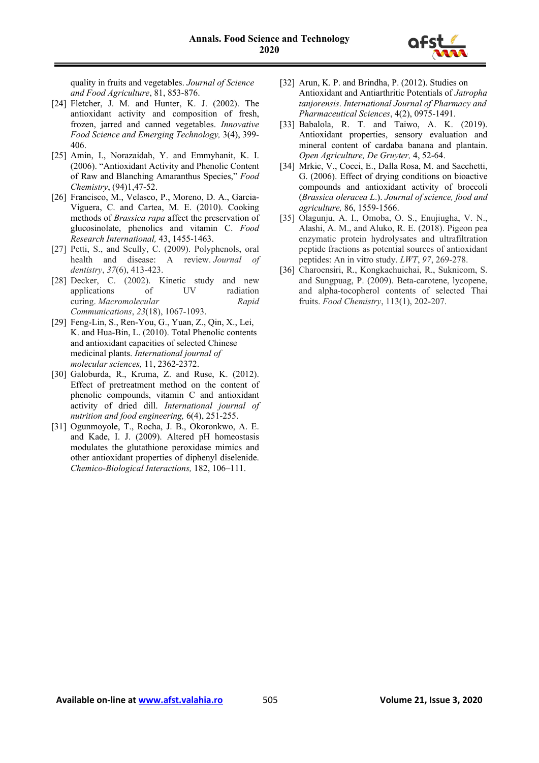quality in fruits and vegetables. *Journal of Science and Food Agriculture*, 81, 853-876.

[24] Fletcher, J. M. and Hunter, K. J. (2002). The antioxidant activity and composition of fresh, frozen, jarred and canned vegetables. *Innovative Food Science and Emerging Technology,* 3(4), 399-406.

[25] Amin, I., Norazaidah, Y. and Emmyhanit, K. I. (2006). "Antioxidant Activity and Phenolic Content of Raw and Blanching Amaranthus Species," *Food Chemistry*, (94)1,47-52.

[26] Francisco, M., Velasco, P., Moreno, D. A., Garcia-Viguera, C. and Cartea, M. E. (2010). Cooking methods of *Brassica rapa* affect the preservation of glucosinolate, phenolics and vitamin C. *Food Research International,* 43, 1455-1463.

[27] Petti, S., and Scully, C. (2009). Polyphenols, oral health and disease: A review. *Journal of dentistry*, *37*(6), 413-423.

[28] Decker, C. (2002). Kinetic study and new applications of UV radiation curing. *Macromolecular Rapid Communications*, *23*(18), 1067-1093.

[29] Feng-Lin, S., Ren-You, G., Yuan, Z., Qin, X., Lei, K. and Hua-Bin, L. (2010). Total Phenolic contents and antioxidant capacities of selected Chinese medicinal plants. *International journal of molecular sciences,* 11, 2362-2372.

[30] Galoburda, R., Kruma, Z. and Ruse, K. (2012). Effect of pretreatment method on the content of phenolic compounds, vitamin C and antioxidant activity of dried dill. *International journal of nutrition and food engineering,* 6(4), 251-255.

[31] Ogunmoyole, T., Rocha, J. B., Okoronkwo, A. E. and Kade, I. J. (2009). Altered pH homeostasis modulates the glutathione peroxidase mimics and other antioxidant properties of diphenyl diselenide. *Chemico-Biological Interactions,* 182, 106–111.

[32] Arun, K. P. and Brindha, P. (2012). Studies on Antioxidant and Antiarthritic Potentials of *Jatropha tanjorensis*. *International Journal of Pharmacy and Pharmaceutical Sciences*, 4(2), 0975-1491.

[33] Babalola, R. T. and Taiwo, A. K. (2019). Antioxidant properties, sensory evaluation and mineral content of cardaba banana and plantain. *Open Agriculture, De Gruyter,* 4, 52-64.

[34] Mrkic, V., Cocci, E., Dalla Rosa, M. and Sacchetti, G. (2006). Effect of drying conditions on bioactive compounds and antioxidant activity of broccoli (*Brassica oleracea L*.). *Journal of science, food and agriculture,* 86, 1559-1566.

[35] Olagunju, A. I., Omoba, O. S., Enujiugha, V. N., Alashi, A. M., and Aluko, R. E. (2018). Pigeon pea enzymatic protein hydrolysates and ultrafiltration peptide fractions as potential sources of antioxidant peptides: An in vitro study. *LWT*, *97*, 269-278.

[36] Charoensiri, R., Kongkachuichai, R., Suknicom, S. and Sungpuag, P. (2009). Beta-carotene, lycopene, and alpha-tocopherol contents of selected Thai fruits. *Food Chemistry*, 113(1), 202-207.